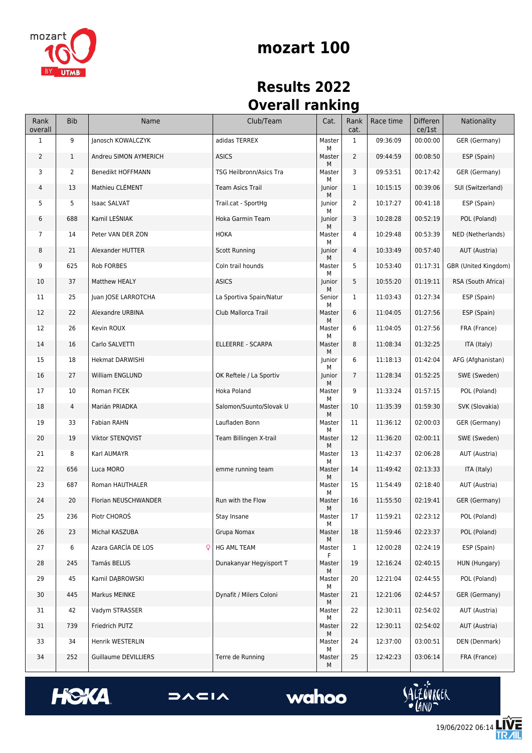# mozart 100

## Results 2022
## Overall ranking

| Rank overall | Bib | Name | Club/Team | Cat. | Rank cat. | Race time | Difference/1st | Nationality |
|---|---|---|---|---|---|---|---|---|
| 1 | 9 | Janosch KOWALCZYK | adidas TERREX | Master M | 1 | 09:36:09 | 00:00:00 | GER (Germany) |
| 2 | 1 | Andreu SIMON AYMERICH | ASICS | Master M | 2 | 09:44:59 | 00:08:50 | ESP (Spain) |
| 3 | 2 | Benedikt HOFFMANN | TSG Heilbronn/Asics Tra | Master M | 3 | 09:53:51 | 00:17:42 | GER (Germany) |
| 4 | 13 | Mathieu CLÉMENT | Team Asics Trail | Junior M | 1 | 10:15:15 | 00:39:06 | SUI (Switzerland) |
| 5 | 5 | Isaac SALVAT | Trail.cat - SportHg | Junior M | 2 | 10:17:27 | 00:41:18 | ESP (Spain) |
| 6 | 688 | Kamil LEŚNIAK | Hoka Garmin Team | Junior M | 3 | 10:28:28 | 00:52:19 | POL (Poland) |
| 7 | 14 | Peter VAN DER ZON | HOKA | Master M | 4 | 10:29:48 | 00:53:39 | NED (Netherlands) |
| 8 | 21 | Alexander HUTTER | Scott Running | Junior M | 4 | 10:33:49 | 00:57:40 | AUT (Austria) |
| 9 | 625 | Rob FORBES | Coln trail hounds | Master M | 5 | 10:53:40 | 01:17:31 | GBR (United Kingdom) |
| 10 | 37 | Matthew HEALY | ASICS | Junior M | 5 | 10:55:20 | 01:19:11 | RSA (South Africa) |
| 11 | 25 | Juan JOSE LARROTCHA | La Sportiva Spain/Natur | Senior M | 1 | 11:03:43 | 01:27:34 | ESP (Spain) |
| 12 | 22 | Alexandre URBINA | Club Mallorca Trail | Master M | 6 | 11:04:05 | 01:27:56 | ESP (Spain) |
| 12 | 26 | Kevin ROUX | | Master M | 6 | 11:04:05 | 01:27:56 | FRA (France) |
| 14 | 16 | Carlo SALVETTI | ELLEERRE - SCARPA | Master M | 8 | 11:08:34 | 01:32:25 | ITA (Italy) |
| 15 | 18 | Hekmat DARWISHI | | Junior M | 6 | 11:18:13 | 01:42:04 | AFG (Afghanistan) |
| 16 | 27 | William ENGLUND | OK Reftele / La Sportiv | Junior M | 7 | 11:28:34 | 01:52:25 | SWE (Sweden) |
| 17 | 10 | Roman FICEK | Hoka Poland | Master M | 9 | 11:33:24 | 01:57:15 | POL (Poland) |
| 18 | 4 | Marián PRIADKA | Salomon/Suunto/Slovak U | Master M | 10 | 11:35:39 | 01:59:30 | SVK (Slovakia) |
| 19 | 33 | Fabian RAHN | Laufladen Bonn | Master M | 11 | 11:36:12 | 02:00:03 | GER (Germany) |
| 20 | 19 | Viktor STENQVIST | Team Billingen X-trail | Master M | 12 | 11:36:20 | 02:00:11 | SWE (Sweden) |
| 21 | 8 | Karl AUMAYR | | Master M | 13 | 11:42:37 | 02:06:28 | AUT (Austria) |
| 22 | 656 | Luca MORO | emme running team | Master M | 14 | 11:49:42 | 02:13:33 | ITA (Italy) |
| 23 | 687 | Roman HAUTHALER | | Master M | 15 | 11:54:49 | 02:18:40 | AUT (Austria) |
| 24 | 20 | Florian NEUSCHWANDER | Run with the Flow | Master M | 16 | 11:55:50 | 02:19:41 | GER (Germany) |
| 25 | 236 | Piotr CHOROŚ | Stay Insane | Master M | 17 | 11:59:21 | 02:23:12 | POL (Poland) |
| 26 | 23 | Michał KASZUBA | Grupa Nomax | Master M | 18 | 11:59:46 | 02:23:37 | POL (Poland) |
| 27 | 6 | Azara GARCÍA DE LOS ♀ | HG AML TEAM | Master F | 1 | 12:00:28 | 02:24:19 | ESP (Spain) |
| 28 | 245 | Tamás BELUS | Dunakanyar Hegyisport T | Master M | 19 | 12:16:24 | 02:40:15 | HUN (Hungary) |
| 29 | 45 | Kamil DĄBROWSKI | | Master M | 20 | 12:21:04 | 02:44:55 | POL (Poland) |
| 30 | 445 | Markus MEINKE | Dynafit / Milers Coloni | Master M | 21 | 12:21:06 | 02:44:57 | GER (Germany) |
| 31 | 42 | Vadym STRASSER | | Master M | 22 | 12:30:11 | 02:54:02 | AUT (Austria) |
| 31 | 739 | Friedrich PUTZ | | Master M | 22 | 12:30:11 | 02:54:02 | AUT (Austria) |
| 33 | 34 | Henrik WESTERLIN | | Master M | 24 | 12:37:00 | 03:00:51 | DEN (Denmark) |
| 34 | 252 | Guillaume DEVILLIERS | Terre de Running | Master M | 25 | 12:42:23 | 03:06:14 | FRA (France) |

19/06/2022 06:14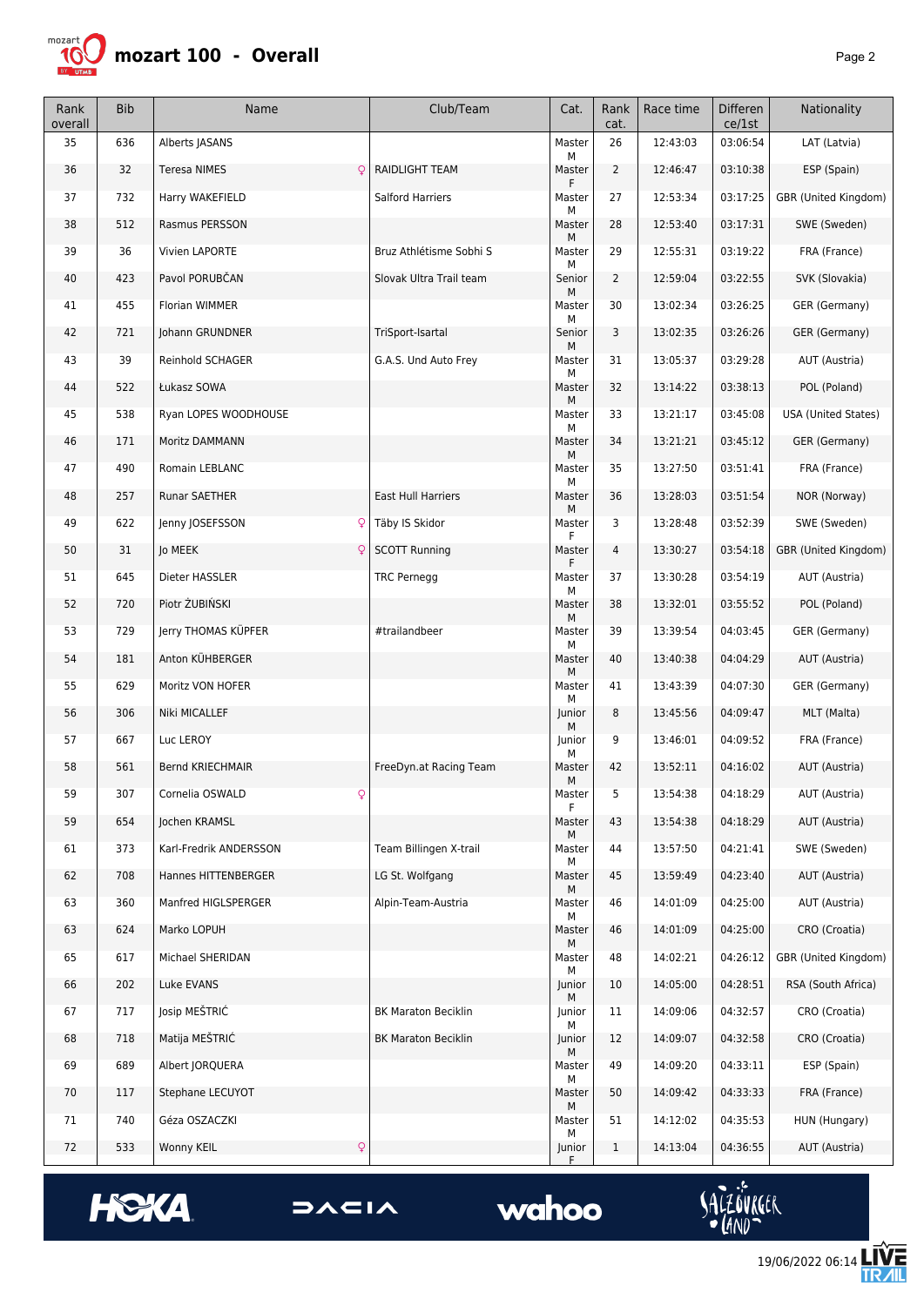# mozart 100 - Overall

| Rank overall | Bib | Name | Club/Team | Cat. | Rank cat. | Race time | Differen ce/1st | Nationality |
|---|---|---|---|---|---|---|---|---|
| 35 | 636 | Alberts JASANS | | Master M | 26 | 12:43:03 | 03:06:54 | LAT (Latvia) |
| 36 | 32 | Teresa NIMES ♀ | RAIDLIGHT TEAM | Master F | 2 | 12:46:47 | 03:10:38 | ESP (Spain) |
| 37 | 732 | Harry WAKEFIELD | Salford Harriers | Master M | 27 | 12:53:34 | 03:17:25 | GBR (United Kingdom) |
| 38 | 512 | Rasmus PERSSON | | Master M | 28 | 12:53:40 | 03:17:31 | SWE (Sweden) |
| 39 | 36 | Vivien LAPORTE | Bruz Athlétisme Sobhi S | Master M | 29 | 12:55:31 | 03:19:22 | FRA (France) |
| 40 | 423 | Pavol PORUBČAN | Slovak Ultra Trail team | Senior M | 2 | 12:59:04 | 03:22:55 | SVK (Slovakia) |
| 41 | 455 | Florian WIMMER | | Master M | 30 | 13:02:34 | 03:26:25 | GER (Germany) |
| 42 | 721 | Johann GRUNDNER | TriSport-Isartal | Senior M | 3 | 13:02:35 | 03:26:26 | GER (Germany) |
| 43 | 39 | Reinhold SCHAGER | G.A.S. Und Auto Frey | Master M | 31 | 13:05:37 | 03:29:28 | AUT (Austria) |
| 44 | 522 | Łukasz SOWA | | Master M | 32 | 13:14:22 | 03:38:13 | POL (Poland) |
| 45 | 538 | Ryan LOPES WOODHOUSE | | Master M | 33 | 13:21:17 | 03:45:08 | USA (United States) |
| 46 | 171 | Moritz DAMMANN | | Master M | 34 | 13:21:21 | 03:45:12 | GER (Germany) |
| 47 | 490 | Romain LEBLANC | | Master M | 35 | 13:27:50 | 03:51:41 | FRA (France) |
| 48 | 257 | Runar SAETHER | East Hull Harriers | Master M | 36 | 13:28:03 | 03:51:54 | NOR (Norway) |
| 49 | 622 | Jenny JOSEFSSON ♀ | Täby IS Skidor | Master F | 3 | 13:28:48 | 03:52:39 | SWE (Sweden) |
| 50 | 31 | Jo MEEK ♀ | SCOTT Running | Master F | 4 | 13:30:27 | 03:54:18 | GBR (United Kingdom) |
| 51 | 645 | Dieter HASSLER | TRC Pernegg | Master M | 37 | 13:30:28 | 03:54:19 | AUT (Austria) |
| 52 | 720 | Piotr ŻUBIŃSKI | | Master M | 38 | 13:32:01 | 03:55:52 | POL (Poland) |
| 53 | 729 | Jerry THOMAS KÜPFER | #trailandbeer | Master M | 39 | 13:39:54 | 04:03:45 | GER (Germany) |
| 54 | 181 | Anton KÜHBERGER | | Master M | 40 | 13:40:38 | 04:04:29 | AUT (Austria) |
| 55 | 629 | Moritz VON HOFER | | Master M | 41 | 13:43:39 | 04:07:30 | GER (Germany) |
| 56 | 306 | Niki MICALLEF | | Junior M | 8 | 13:45:56 | 04:09:47 | MLT (Malta) |
| 57 | 667 | Luc LEROY | | Junior M | 9 | 13:46:01 | 04:09:52 | FRA (France) |
| 58 | 561 | Bernd KRIECHMAIR | FreeDyn.at Racing Team | Master M | 42 | 13:52:11 | 04:16:02 | AUT (Austria) |
| 59 | 307 | Cornelia OSWALD ♀ | | Master F | 5 | 13:54:38 | 04:18:29 | AUT (Austria) |
| 59 | 654 | Jochen KRAMSL | | Master M | 43 | 13:54:38 | 04:18:29 | AUT (Austria) |
| 61 | 373 | Karl-Fredrik ANDERSSON | Team Billingen X-trail | Master M | 44 | 13:57:50 | 04:21:41 | SWE (Sweden) |
| 62 | 708 | Hannes HITTENBERGER | LG St. Wolfgang | Master M | 45 | 13:59:49 | 04:23:40 | AUT (Austria) |
| 63 | 360 | Manfred HIGLSPERGER | Alpin-Team-Austria | Master M | 46 | 14:01:09 | 04:25:00 | AUT (Austria) |
| 63 | 624 | Marko LOPUH | | Master M | 46 | 14:01:09 | 04:25:00 | CRO (Croatia) |
| 65 | 617 | Michael SHERIDAN | | Master M | 48 | 14:02:21 | 04:26:12 | GBR (United Kingdom) |
| 66 | 202 | Luke EVANS | | Junior M | 10 | 14:05:00 | 04:28:51 | RSA (South Africa) |
| 67 | 717 | Josip MEŠTRIĆ | BK Maraton Beciklin | Junior M | 11 | 14:09:06 | 04:32:57 | CRO (Croatia) |
| 68 | 718 | Matija MEŠTRIĆ | BK Maraton Beciklin | Junior M | 12 | 14:09:07 | 04:32:58 | CRO (Croatia) |
| 69 | 689 | Albert JORQUERA | | Master M | 49 | 14:09:20 | 04:33:11 | ESP (Spain) |
| 70 | 117 | Stephane LECUYOT | | Master M | 50 | 14:09:42 | 04:33:33 | FRA (France) |
| 71 | 740 | Géza OSZACZKI | | Master M | 51 | 14:12:02 | 04:35:53 | HUN (Hungary) |
| 72 | 533 | Wonny KEIL ♀ | | Junior F | 1 | 14:13:04 | 04:36:55 | AUT (Austria) |

19/06/2022 06:14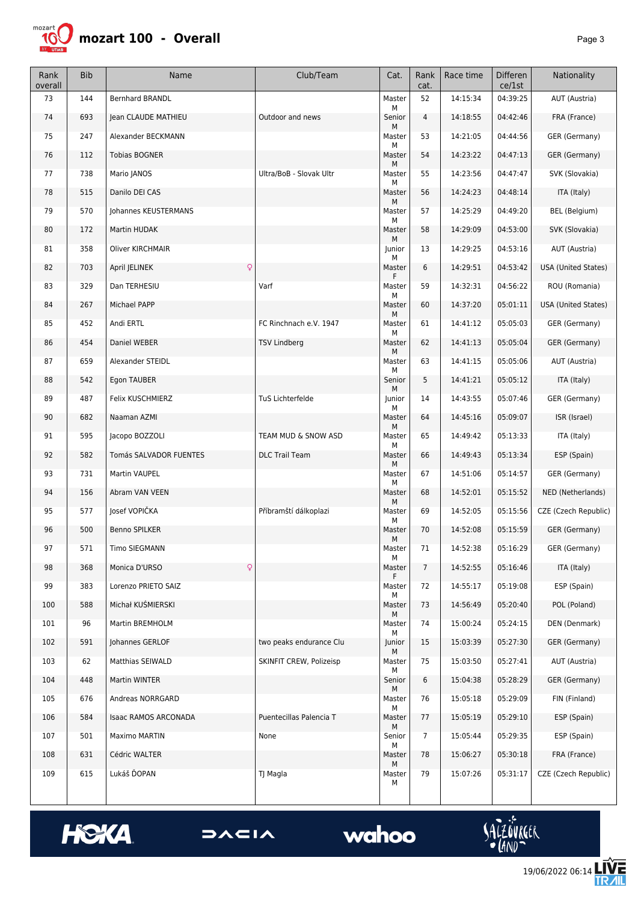# mozart 100 - Overall

| Rank overall | Bib | Name | Club/Team | Cat. | Rank cat. | Race time | Difference/1st | Nationality |
|---|---|---|---|---|---|---|---|---|
| 73 | 144 | Bernhard BRANDL | | Master M | 52 | 14:15:34 | 04:39:25 | AUT (Austria) |
| 74 | 693 | Jean CLAUDE MATHIEU | Outdoor and news | Senior M | 4 | 14:18:55 | 04:42:46 | FRA (France) |
| 75 | 247 | Alexander BECKMANN | | Master M | 53 | 14:21:05 | 04:44:56 | GER (Germany) |
| 76 | 112 | Tobias BOGNER | | Master M | 54 | 14:23:22 | 04:47:13 | GER (Germany) |
| 77 | 738 | Mario JANOS | Ultra/BoB - Slovak Ultr | Master M | 55 | 14:23:56 | 04:47:47 | SVK (Slovakia) |
| 78 | 515 | Danilo DEI CAS | | Master M | 56 | 14:24:23 | 04:48:14 | ITA (Italy) |
| 79 | 570 | Johannes KEUSTERMANS | | Master M | 57 | 14:25:29 | 04:49:20 | BEL (Belgium) |
| 80 | 172 | Martin HUDAK | | Master M | 58 | 14:29:09 | 04:53:00 | SVK (Slovakia) |
| 81 | 358 | Oliver KIRCHMAIR | | Junior M | 13 | 14:29:25 | 04:53:16 | AUT (Austria) |
| 82 | 703 | April JELINEK ♀ | | Master F | 6 | 14:29:51 | 04:53:42 | USA (United States) |
| 83 | 329 | Dan TERHESIU | Varf | Master M | 59 | 14:32:31 | 04:56:22 | ROU (Romania) |
| 84 | 267 | Michael PAPP | | Master M | 60 | 14:37:20 | 05:01:11 | USA (United States) |
| 85 | 452 | Andi ERTL | FC Rinchnach e.V. 1947 | Master M | 61 | 14:41:12 | 05:05:03 | GER (Germany) |
| 86 | 454 | Daniel WEBER | TSV Lindberg | Master M | 62 | 14:41:13 | 05:05:04 | GER (Germany) |
| 87 | 659 | Alexander STEIDL | | Master M | 63 | 14:41:15 | 05:05:06 | AUT (Austria) |
| 88 | 542 | Egon TAUBER | | Senior M | 5 | 14:41:21 | 05:05:12 | ITA (Italy) |
| 89 | 487 | Felix KUSCHMIERZ | TuS Lichterfelde | Junior M | 14 | 14:43:55 | 05:07:46 | GER (Germany) |
| 90 | 682 | Naaman AZMI | | Master M | 64 | 14:45:16 | 05:09:07 | ISR (Israel) |
| 91 | 595 | Jacopo BOZZOLI | TEAM MUD & SNOW ASD | Master M | 65 | 14:49:42 | 05:13:33 | ITA (Italy) |
| 92 | 582 | Tomás SALVADOR FUENTES | DLC Trail Team | Master M | 66 | 14:49:43 | 05:13:34 | ESP (Spain) |
| 93 | 731 | Martin VAUPEL | | Master M | 67 | 14:51:06 | 05:14:57 | GER (Germany) |
| 94 | 156 | Abram VAN VEEN | | Master M | 68 | 14:52:01 | 05:15:52 | NED (Netherlands) |
| 95 | 577 | Josef VOPIČKA | Příbramští dálkoplazi | Master M | 69 | 14:52:05 | 05:15:56 | CZE (Czech Republic) |
| 96 | 500 | Benno SPILKER | | Master M | 70 | 14:52:08 | 05:15:59 | GER (Germany) |
| 97 | 571 | Timo SIEGMANN | | Master M | 71 | 14:52:38 | 05:16:29 | GER (Germany) |
| 98 | 368 | Monica D'URSO ♀ | | Master F | 7 | 14:52:55 | 05:16:46 | ITA (Italy) |
| 99 | 383 | Lorenzo PRIETO SAIZ | | Master M | 72 | 14:55:17 | 05:19:08 | ESP (Spain) |
| 100 | 588 | Michał KUŚMIERSKI | | Master M | 73 | 14:56:49 | 05:20:40 | POL (Poland) |
| 101 | 96 | Martin BREMHOLM | | Master M | 74 | 15:00:24 | 05:24:15 | DEN (Denmark) |
| 102 | 591 | Johannes GERLOF | two peaks endurance Clu | Junior M | 15 | 15:03:39 | 05:27:30 | GER (Germany) |
| 103 | 62 | Matthias SEIWALD | SKINFIT CREW, Polizeisp | Master M | 75 | 15:03:50 | 05:27:41 | AUT (Austria) |
| 104 | 448 | Martin WINTER | | Senior M | 6 | 15:04:38 | 05:28:29 | GER (Germany) |
| 105 | 676 | Andreas NORRGARD | | Master M | 76 | 15:05:18 | 05:29:09 | FIN (Finland) |
| 106 | 584 | Isaac RAMOS ARCONADA | Puentecillas Palencia T | Master M | 77 | 15:05:19 | 05:29:10 | ESP (Spain) |
| 107 | 501 | Maximo MARTIN | None | Senior M | 7 | 15:05:44 | 05:29:35 | ESP (Spain) |
| 108 | 631 | Cédric WALTER | | Master M | 78 | 15:06:27 | 05:30:18 | FRA (France) |
| 109 | 615 | Lukáš ĎOPAN | TJ Magla | Master M | 79 | 15:07:26 | 05:31:17 | CZE (Czech Republic) |

19/06/2022 06:14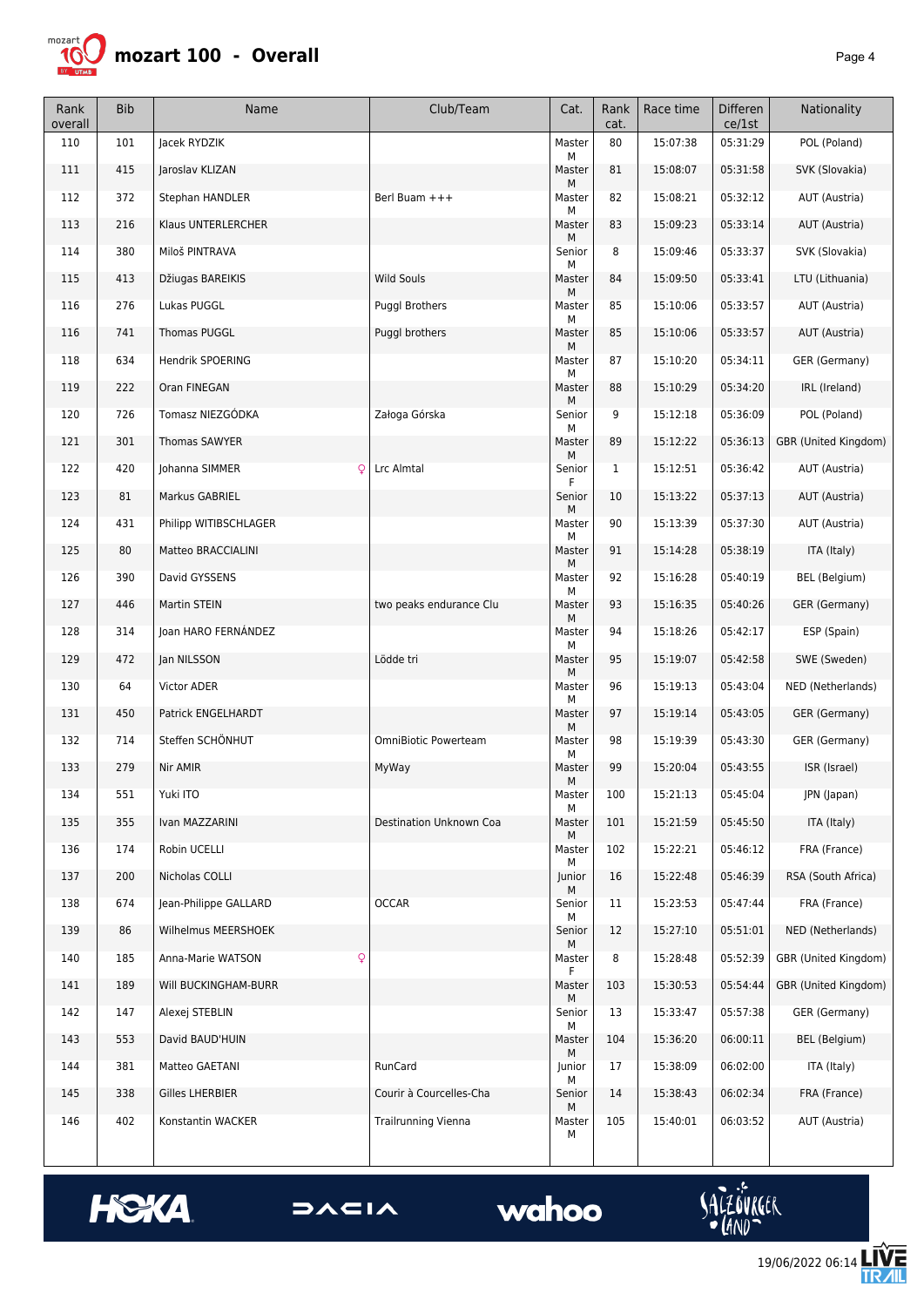# mozart 100 - Overall

| Rank overall | Bib | Name | Club/Team | Cat. | Rank cat. | Race time | Difference/1st | Nationality |
|---|---|---|---|---|---|---|---|---|
| 110 | 101 | Jacek RYDZIK | | Master M | 80 | 15:07:38 | 05:31:29 | POL (Poland) |
| 111 | 415 | Jaroslav KLIZAN | | Master M | 81 | 15:08:07 | 05:31:58 | SVK (Slovakia) |
| 112 | 372 | Stephan HANDLER | Berl Buam +++ | Master M | 82 | 15:08:21 | 05:32:12 | AUT (Austria) |
| 113 | 216 | Klaus UNTERLERCHER | | Master M | 83 | 15:09:23 | 05:33:14 | AUT (Austria) |
| 114 | 380 | Miloš PINTRAVA | | Senior M | 8 | 15:09:46 | 05:33:37 | SVK (Slovakia) |
| 115 | 413 | Džiugas BAREIKIS | Wild Souls | Master M | 84 | 15:09:50 | 05:33:41 | LTU (Lithuania) |
| 116 | 276 | Lukas PUGGL | Puggl Brothers | Master M | 85 | 15:10:06 | 05:33:57 | AUT (Austria) |
| 116 | 741 | Thomas PUGGL | Puggl brothers | Master M | 85 | 15:10:06 | 05:33:57 | AUT (Austria) |
| 118 | 634 | Hendrik SPOERING | | Master M | 87 | 15:10:20 | 05:34:11 | GER (Germany) |
| 119 | 222 | Oran FINEGAN | | Master M | 88 | 15:10:29 | 05:34:20 | IRL (Ireland) |
| 120 | 726 | Tomasz NIEZGÓDKA | Załoga Górska | Senior M | 9 | 15:12:18 | 05:36:09 | POL (Poland) |
| 121 | 301 | Thomas SAWYER | | Master M | 89 | 15:12:22 | 05:36:13 | GBR (United Kingdom) |
| 122 | 420 | Johanna SIMMER ♀ | Lrc Almtal | Senior F | 1 | 15:12:51 | 05:36:42 | AUT (Austria) |
| 123 | 81 | Markus GABRIEL | | Senior M | 10 | 15:13:22 | 05:37:13 | AUT (Austria) |
| 124 | 431 | Philipp WITIBSCHLAGER | | Master M | 90 | 15:13:39 | 05:37:30 | AUT (Austria) |
| 125 | 80 | Matteo BRACCIALINI | | Master M | 91 | 15:14:28 | 05:38:19 | ITA (Italy) |
| 126 | 390 | David GYSSENS | | Master M | 92 | 15:16:28 | 05:40:19 | BEL (Belgium) |
| 127 | 446 | Martin STEIN | two peaks endurance Clu | Master M | 93 | 15:16:35 | 05:40:26 | GER (Germany) |
| 128 | 314 | Joan HARO FERNÁNDEZ | | Master M | 94 | 15:18:26 | 05:42:17 | ESP (Spain) |
| 129 | 472 | Jan NILSSON | Lödde tri | Master M | 95 | 15:19:07 | 05:42:58 | SWE (Sweden) |
| 130 | 64 | Victor ADER | | Master M | 96 | 15:19:13 | 05:43:04 | NED (Netherlands) |
| 131 | 450 | Patrick ENGELHARDT | | Master M | 97 | 15:19:14 | 05:43:05 | GER (Germany) |
| 132 | 714 | Steffen SCHÖNHUT | OmniBiotic Powerteam | Master M | 98 | 15:19:39 | 05:43:30 | GER (Germany) |
| 133 | 279 | Nir AMIR | MyWay | Master M | 99 | 15:20:04 | 05:43:55 | ISR (Israel) |
| 134 | 551 | Yuki ITO | | Master M | 100 | 15:21:13 | 05:45:04 | JPN (Japan) |
| 135 | 355 | Ivan MAZZARINI | Destination Unknown Coa | Master M | 101 | 15:21:59 | 05:45:50 | ITA (Italy) |
| 136 | 174 | Robin UCELLI | | Master M | 102 | 15:22:21 | 05:46:12 | FRA (France) |
| 137 | 200 | Nicholas COLLI | | Junior M | 16 | 15:22:48 | 05:46:39 | RSA (South Africa) |
| 138 | 674 | Jean-Philippe GALLARD | OCCAR | Senior M | 11 | 15:23:53 | 05:47:44 | FRA (France) |
| 139 | 86 | Wilhelmus MEERSHOEK | | Senior M | 12 | 15:27:10 | 05:51:01 | NED (Netherlands) |
| 140 | 185 | Anna-Marie WATSON ♀ | | Master F | 8 | 15:28:48 | 05:52:39 | GBR (United Kingdom) |
| 141 | 189 | Will BUCKINGHAM-BURR | | Master M | 103 | 15:30:53 | 05:54:44 | GBR (United Kingdom) |
| 142 | 147 | Alexej STEBLIN | | Senior M | 13 | 15:33:47 | 05:57:38 | GER (Germany) |
| 143 | 553 | David BAUD'HUIN | | Master M | 104 | 15:36:20 | 06:00:11 | BEL (Belgium) |
| 144 | 381 | Matteo GAETANI | RunCard | Junior M | 17 | 15:38:09 | 06:02:00 | ITA (Italy) |
| 145 | 338 | Gilles LHERBIER | Courir à Courcelles-Cha | Senior M | 14 | 15:38:43 | 06:02:34 | FRA (France) |
| 146 | 402 | Konstantin WACKER | Trailrunning Vienna | Master M | 105 | 15:40:01 | 06:03:52 | AUT (Austria) |

19/06/2022 06:14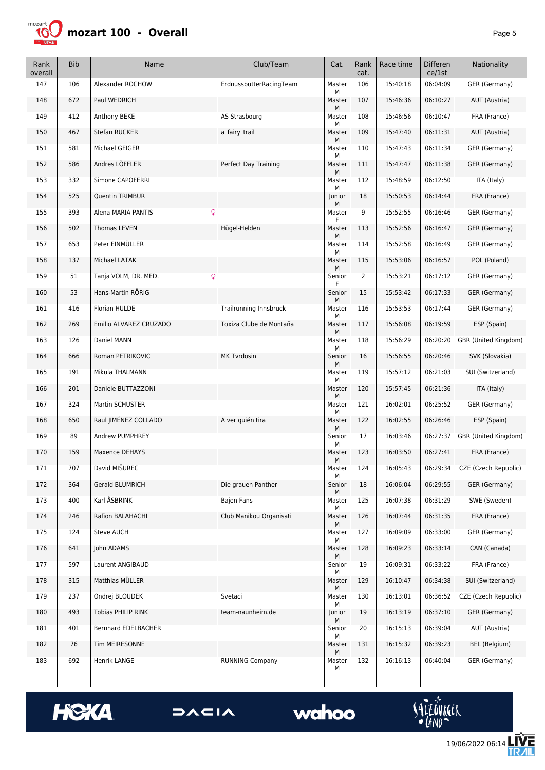# mozart 100 - Overall

| Rank overall | Bib | Name | Club/Team | Cat. | Rank cat. | Race time | Difference/1st | Nationality |
|---|---|---|---|---|---|---|---|---|
| 147 | 106 | Alexander ROCHOW | ErdnussbutterRacingTeam | Master M | 106 | 15:40:18 | 06:04:09 | GER (Germany) |
| 148 | 672 | Paul WEDRICH | | Master M | 107 | 15:46:36 | 06:10:27 | AUT (Austria) |
| 149 | 412 | Anthony BEKE | AS Strasbourg | Master M | 108 | 15:46:56 | 06:10:47 | FRA (France) |
| 150 | 467 | Stefan RUCKER | a_fairy_trail | Master M | 109 | 15:47:40 | 06:11:31 | AUT (Austria) |
| 151 | 581 | Michael GEIGER | | Master M | 110 | 15:47:43 | 06:11:34 | GER (Germany) |
| 152 | 586 | Andres LÖFFLER | Perfect Day Training | Master M | 111 | 15:47:47 | 06:11:38 | GER (Germany) |
| 153 | 332 | Simone CAPOFERRI | | Master M | 112 | 15:48:59 | 06:12:50 | ITA (Italy) |
| 154 | 525 | Quentin TRIMBUR | | Junior M | 18 | 15:50:53 | 06:14:44 | FRA (France) |
| 155 | 393 | Alena MARIA PANTIS ♀ | | Master F | 9 | 15:52:55 | 06:16:46 | GER (Germany) |
| 156 | 502 | Thomas LEVEN | Hügel-Helden | Master M | 113 | 15:52:56 | 06:16:47 | GER (Germany) |
| 157 | 653 | Peter EINMÜLLER | | Master M | 114 | 15:52:58 | 06:16:49 | GER (Germany) |
| 158 | 137 | Michael LATAK | | Master M | 115 | 15:53:06 | 06:16:57 | POL (Poland) |
| 159 | 51 | Tanja VOLM, DR. MED. ♀ | | Senior F | 2 | 15:53:21 | 06:17:12 | GER (Germany) |
| 160 | 53 | Hans-Martin RÖRIG | | Senior M | 15 | 15:53:42 | 06:17:33 | GER (Germany) |
| 161 | 416 | Florian HULDE | Trailrunning Innsbruck | Master M | 116 | 15:53:53 | 06:17:44 | GER (Germany) |
| 162 | 269 | Emilio ALVAREZ CRUZADO | Toxiza Clube de Montaña | Master M | 117 | 15:56:08 | 06:19:59 | ESP (Spain) |
| 163 | 126 | Daniel MANN | | Master M | 118 | 15:56:29 | 06:20:20 | GBR (United Kingdom) |
| 164 | 666 | Roman PETRIKOVIC | MK Tvrdosin | Senior M | 16 | 15:56:55 | 06:20:46 | SVK (Slovakia) |
| 165 | 191 | Mikula THALMANN | | Master M | 119 | 15:57:12 | 06:21:03 | SUI (Switzerland) |
| 166 | 201 | Daniele BUTTAZZONI | | Master M | 120 | 15:57:45 | 06:21:36 | ITA (Italy) |
| 167 | 324 | Martin SCHUSTER | | Master M | 121 | 16:02:01 | 06:25:52 | GER (Germany) |
| 168 | 650 | Raul JIMÉNEZ COLLADO | A ver quién tira | Master M | 122 | 16:02:55 | 06:26:46 | ESP (Spain) |
| 169 | 89 | Andrew PUMPHREY | | Senior M | 17 | 16:03:46 | 06:27:37 | GBR (United Kingdom) |
| 170 | 159 | Maxence DEHAYS | | Master M | 123 | 16:03:50 | 06:27:41 | FRA (France) |
| 171 | 707 | David MIŠUREC | | Master M | 124 | 16:05:43 | 06:29:34 | CZE (Czech Republic) |
| 172 | 364 | Gerald BLUMRICH | Die grauen Panther | Senior M | 18 | 16:06:04 | 06:29:55 | GER (Germany) |
| 173 | 400 | Karl ÅSBRINK | Bajen Fans | Master M | 125 | 16:07:38 | 06:31:29 | SWE (Sweden) |
| 174 | 246 | Rafion BALAHACHI | Club Manikou Organisati | Master M | 126 | 16:07:44 | 06:31:35 | FRA (France) |
| 175 | 124 | Steve AUCH | | Master M | 127 | 16:09:09 | 06:33:00 | GER (Germany) |
| 176 | 641 | John ADAMS | | Master M | 128 | 16:09:23 | 06:33:14 | CAN (Canada) |
| 177 | 597 | Laurent ANGIBAUD | | Senior M | 19 | 16:09:31 | 06:33:22 | FRA (France) |
| 178 | 315 | Matthias MÜLLER | | Master M | 129 | 16:10:47 | 06:34:38 | SUI (Switzerland) |
| 179 | 237 | Ondrej BLOUDEK | Svetaci | Master M | 130 | 16:13:01 | 06:36:52 | CZE (Czech Republic) |
| 180 | 493 | Tobias PHILIP RINK | team-naunheim.de | Junior M | 19 | 16:13:19 | 06:37:10 | GER (Germany) |
| 181 | 401 | Bernhard EDELBACHER | | Senior M | 20 | 16:15:13 | 06:39:04 | AUT (Austria) |
| 182 | 76 | Tim MEIRESONNE | | Master M | 131 | 16:15:32 | 06:39:23 | BEL (Belgium) |
| 183 | 692 | Henrik LANGE | RUNNING Company | Master M | 132 | 16:16:13 | 06:40:04 | GER (Germany) |

19/06/2022 06:14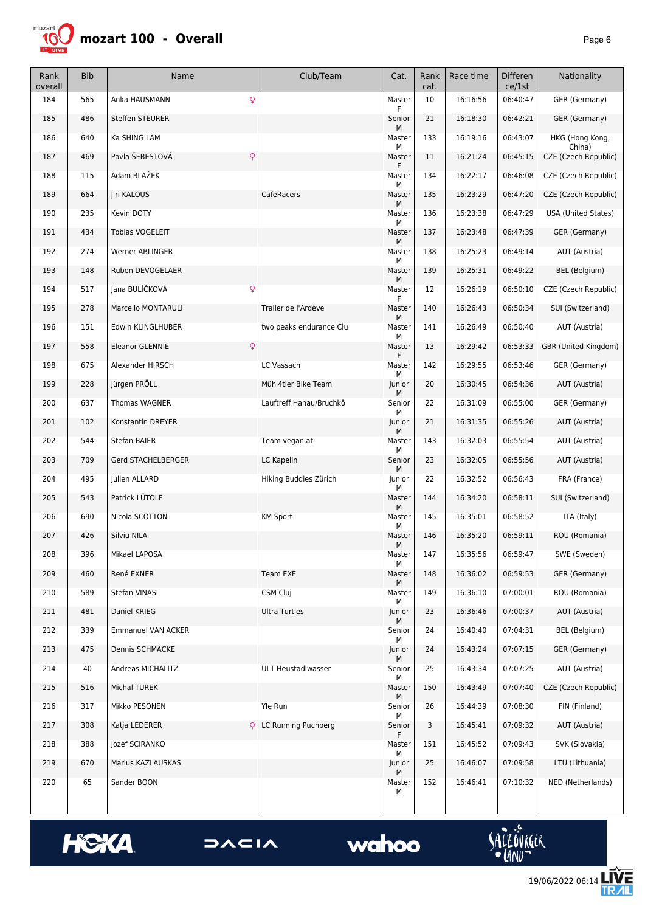# mozart 100 - Overall

| Rank overall | Bib | Name | Club/Team | Cat. | Rank cat. | Race time | Difference/1st | Nationality |
|---|---|---|---|---|---|---|---|---|
| 184 | 565 | Anka HAUSMANN ♀ | | Master F | 10 | 16:16:56 | 06:40:47 | GER (Germany) |
| 185 | 486 | Steffen STEURER | | Senior M | 21 | 16:18:30 | 06:42:21 | GER (Germany) |
| 186 | 640 | Ka SHING LAM | | Master M | 133 | 16:19:16 | 06:43:07 | HKG (Hong Kong, China) |
| 187 | 469 | Pavla ŠEBESTOVÁ ♀ | | Master F | 11 | 16:21:24 | 06:45:15 | CZE (Czech Republic) |
| 188 | 115 | Adam BLAŽEK | | Master M | 134 | 16:22:17 | 06:46:08 | CZE (Czech Republic) |
| 189 | 664 | Jiri KALOUS | CafeRacers | Master M | 135 | 16:23:29 | 06:47:20 | CZE (Czech Republic) |
| 190 | 235 | Kevin DOTY | | Master M | 136 | 16:23:38 | 06:47:29 | USA (United States) |
| 191 | 434 | Tobias VOGELEIT | | Master M | 137 | 16:23:48 | 06:47:39 | GER (Germany) |
| 192 | 274 | Werner ABLINGER | | Master M | 138 | 16:25:23 | 06:49:14 | AUT (Austria) |
| 193 | 148 | Ruben DEVOGELAER | | Master M | 139 | 16:25:31 | 06:49:22 | BEL (Belgium) |
| 194 | 517 | Jana BULÍČKOVÁ ♀ | | Master F | 12 | 16:26:19 | 06:50:10 | CZE (Czech Republic) |
| 195 | 278 | Marcello MONTARULI | Trailer de l'Ardève | Master M | 140 | 16:26:43 | 06:50:34 | SUI (Switzerland) |
| 196 | 151 | Edwin KLINGLHUBER | two peaks endurance Clu | Master M | 141 | 16:26:49 | 06:50:40 | AUT (Austria) |
| 197 | 558 | Eleanor GLENNIE ♀ | | Master F | 13 | 16:29:42 | 06:53:33 | GBR (United Kingdom) |
| 198 | 675 | Alexander HIRSCH | LC Vassach | Master M | 142 | 16:29:55 | 06:53:46 | GER (Germany) |
| 199 | 228 | Jürgen PRÖLL | Mühl4tler Bike Team | Junior M | 20 | 16:30:45 | 06:54:36 | AUT (Austria) |
| 200 | 637 | Thomas WAGNER | Lauftreff Hanau/Bruchkö | Senior M | 22 | 16:31:09 | 06:55:00 | GER (Germany) |
| 201 | 102 | Konstantin DREYER | | Junior M | 21 | 16:31:35 | 06:55:26 | AUT (Austria) |
| 202 | 544 | Stefan BAIER | Team vegan.at | Master M | 143 | 16:32:03 | 06:55:54 | AUT (Austria) |
| 203 | 709 | Gerd STACHELBERGER | LC Kapelln | Senior M | 23 | 16:32:05 | 06:55:56 | AUT (Austria) |
| 204 | 495 | Julien ALLARD | Hiking Buddies Zürich | Junior M | 22 | 16:32:52 | 06:56:43 | FRA (France) |
| 205 | 543 | Patrick LÜTOLF | | Master M | 144 | 16:34:20 | 06:58:11 | SUI (Switzerland) |
| 206 | 690 | Nicola SCOTTON | KM Sport | Master M | 145 | 16:35:01 | 06:58:52 | ITA (Italy) |
| 207 | 426 | Silviu NILA | | Master M | 146 | 16:35:20 | 06:59:11 | ROU (Romania) |
| 208 | 396 | Mikael LAPOSA | | Master M | 147 | 16:35:56 | 06:59:47 | SWE (Sweden) |
| 209 | 460 | René EXNER | Team EXE | Master M | 148 | 16:36:02 | 06:59:53 | GER (Germany) |
| 210 | 589 | Stefan VINASI | CSM Cluj | Master M | 149 | 16:36:10 | 07:00:01 | ROU (Romania) |
| 211 | 481 | Daniel KRIEG | Ultra Turtles | Junior M | 23 | 16:36:46 | 07:00:37 | AUT (Austria) |
| 212 | 339 | Emmanuel VAN ACKER | | Senior M | 24 | 16:40:40 | 07:04:31 | BEL (Belgium) |
| 213 | 475 | Dennis SCHMACKE | | Junior M | 24 | 16:43:24 | 07:07:15 | GER (Germany) |
| 214 | 40 | Andreas MICHALITZ | ULT Heustadlwasser | Senior M | 25 | 16:43:34 | 07:07:25 | AUT (Austria) |
| 215 | 516 | Michal TUREK | | Master M | 150 | 16:43:49 | 07:07:40 | CZE (Czech Republic) |
| 216 | 317 | Mikko PESONEN | Yle Run | Senior M | 26 | 16:44:39 | 07:08:30 | FIN (Finland) |
| 217 | 308 | Katja LEDERER ♀ | LC Running Puchberg | Senior F | 3 | 16:45:41 | 07:09:32 | AUT (Austria) |
| 218 | 388 | Jozef SCIRANKO | | Master M | 151 | 16:45:52 | 07:09:43 | SVK (Slovakia) |
| 219 | 670 | Marius KAZLAUSKAS | | Junior M | 25 | 16:46:07 | 07:09:58 | LTU (Lithuania) |
| 220 | 65 | Sander BOON | | Master M | 152 | 16:46:41 | 07:10:32 | NED (Netherlands) |

19/06/2022 06:14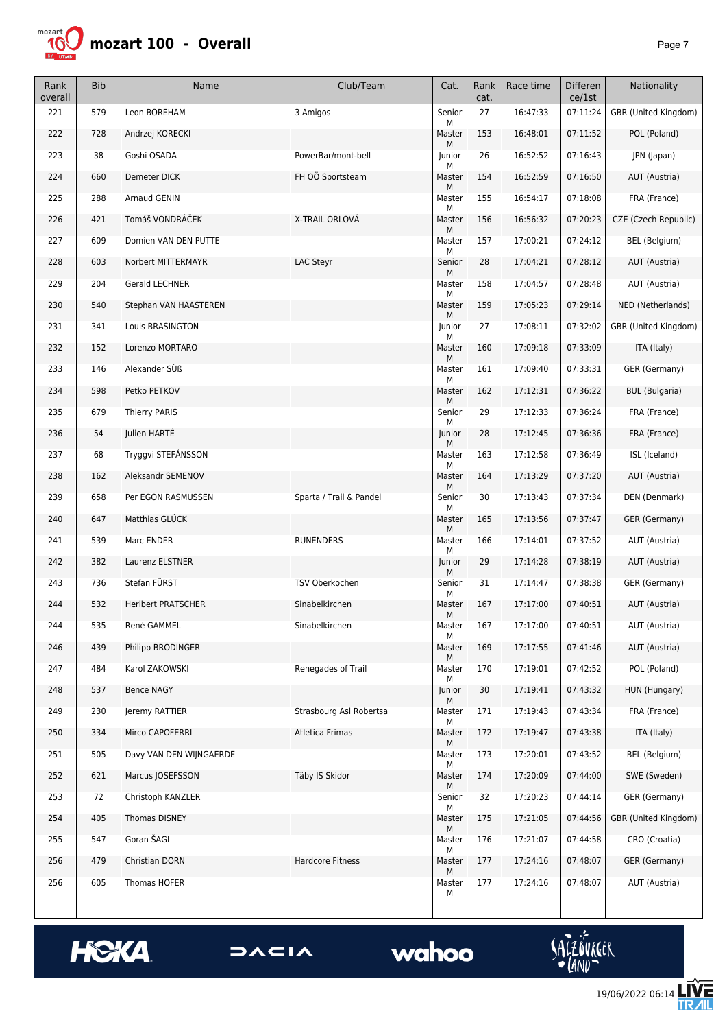# mozart 100 - Overall

| Rank overall | Bib | Name | Club/Team | Cat. | Rank cat. | Race time | Differen ce/1st | Nationality |
|---|---|---|---|---|---|---|---|---|
| 221 | 579 | Leon BOREHAM | 3 Amigos | Senior M | 27 | 16:47:33 | 07:11:24 | GBR (United Kingdom) |
| 222 | 728 | Andrzej KORECKI | | Master M | 153 | 16:48:01 | 07:11:52 | POL (Poland) |
| 223 | 38 | Goshi OSADA | PowerBar/mont-bell | Junior M | 26 | 16:52:52 | 07:16:43 | JPN (Japan) |
| 224 | 660 | Demeter DICK | FH OÖ Sportsteam | Master M | 154 | 16:52:59 | 07:16:50 | AUT (Austria) |
| 225 | 288 | Arnaud GENIN | | Master M | 155 | 16:54:17 | 07:18:08 | FRA (France) |
| 226 | 421 | Tomáš VONDRÁČEK | X-TRAIL ORLOVÁ | Master M | 156 | 16:56:32 | 07:20:23 | CZE (Czech Republic) |
| 227 | 609 | Domien VAN DEN PUTTE | | Master M | 157 | 17:00:21 | 07:24:12 | BEL (Belgium) |
| 228 | 603 | Norbert MITTERMAYR | LAC Steyr | Senior M | 28 | 17:04:21 | 07:28:12 | AUT (Austria) |
| 229 | 204 | Gerald LECHNER | | Master M | 158 | 17:04:57 | 07:28:48 | AUT (Austria) |
| 230 | 540 | Stephan VAN HAASTEREN | | Master M | 159 | 17:05:23 | 07:29:14 | NED (Netherlands) |
| 231 | 341 | Louis BRASINGTON | | Junior M | 27 | 17:08:11 | 07:32:02 | GBR (United Kingdom) |
| 232 | 152 | Lorenzo MORTARO | | Master M | 160 | 17:09:18 | 07:33:09 | ITA (Italy) |
| 233 | 146 | Alexander SÜß | | Master M | 161 | 17:09:40 | 07:33:31 | GER (Germany) |
| 234 | 598 | Petko PETKOV | | Master M | 162 | 17:12:31 | 07:36:22 | BUL (Bulgaria) |
| 235 | 679 | Thierry PARIS | | Senior M | 29 | 17:12:33 | 07:36:24 | FRA (France) |
| 236 | 54 | Julien HARTÉ | | Junior M | 28 | 17:12:45 | 07:36:36 | FRA (France) |
| 237 | 68 | Tryggvi STEFÁNSSON | | Master M | 163 | 17:12:58 | 07:36:49 | ISL (Iceland) |
| 238 | 162 | Aleksandr SEMENOV | | Master M | 164 | 17:13:29 | 07:37:20 | AUT (Austria) |
| 239 | 658 | Per EGON RASMUSSEN | Sparta / Trail & Pandel | Senior M | 30 | 17:13:43 | 07:37:34 | DEN (Denmark) |
| 240 | 647 | Matthias GLÜCK | | Master M | 165 | 17:13:56 | 07:37:47 | GER (Germany) |
| 241 | 539 | Marc ENDER | RUNENDERS | Master M | 166 | 17:14:01 | 07:37:52 | AUT (Austria) |
| 242 | 382 | Laurenz ELSTNER | | Junior M | 29 | 17:14:28 | 07:38:19 | AUT (Austria) |
| 243 | 736 | Stefan FÜRST | TSV Oberkochen | Senior M | 31 | 17:14:47 | 07:38:38 | GER (Germany) |
| 244 | 532 | Heribert PRATSCHER | Sinabelkirchen | Master M | 167 | 17:17:00 | 07:40:51 | AUT (Austria) |
| 244 | 535 | René GAMMEL | Sinabelkirchen | Master M | 167 | 17:17:00 | 07:40:51 | AUT (Austria) |
| 246 | 439 | Philipp BRODINGER | | Master M | 169 | 17:17:55 | 07:41:46 | AUT (Austria) |
| 247 | 484 | Karol ZAKOWSKI | Renegades of Trail | Master M | 170 | 17:19:01 | 07:42:52 | POL (Poland) |
| 248 | 537 | Bence NAGY | | Junior M | 30 | 17:19:41 | 07:43:32 | HUN (Hungary) |
| 249 | 230 | Jeremy RATTIER | Strasbourg Asl Robertsa | Master M | 171 | 17:19:43 | 07:43:34 | FRA (France) |
| 250 | 334 | Mirco CAPOFERRI | Atletica Frimas | Master M | 172 | 17:19:47 | 07:43:38 | ITA (Italy) |
| 251 | 505 | Davy VAN DEN WIJNGAERDE | | Master M | 173 | 17:20:01 | 07:43:52 | BEL (Belgium) |
| 252 | 621 | Marcus JOSEFSSON | Täby IS Skidor | Master M | 174 | 17:20:09 | 07:44:00 | SWE (Sweden) |
| 253 | 72 | Christoph KANZLER | | Senior M | 32 | 17:20:23 | 07:44:14 | GER (Germany) |
| 254 | 405 | Thomas DISNEY | | Master M | 175 | 17:21:05 | 07:44:56 | GBR (United Kingdom) |
| 255 | 547 | Goran ŠAGI | | Master M | 176 | 17:21:07 | 07:44:58 | CRO (Croatia) |
| 256 | 479 | Christian DORN | Hardcore Fitness | Master M | 177 | 17:24:16 | 07:48:07 | GER (Germany) |
| 256 | 605 | Thomas HOFER | | Master M | 177 | 17:24:16 | 07:48:07 | AUT (Austria) |

19/06/2022 06:14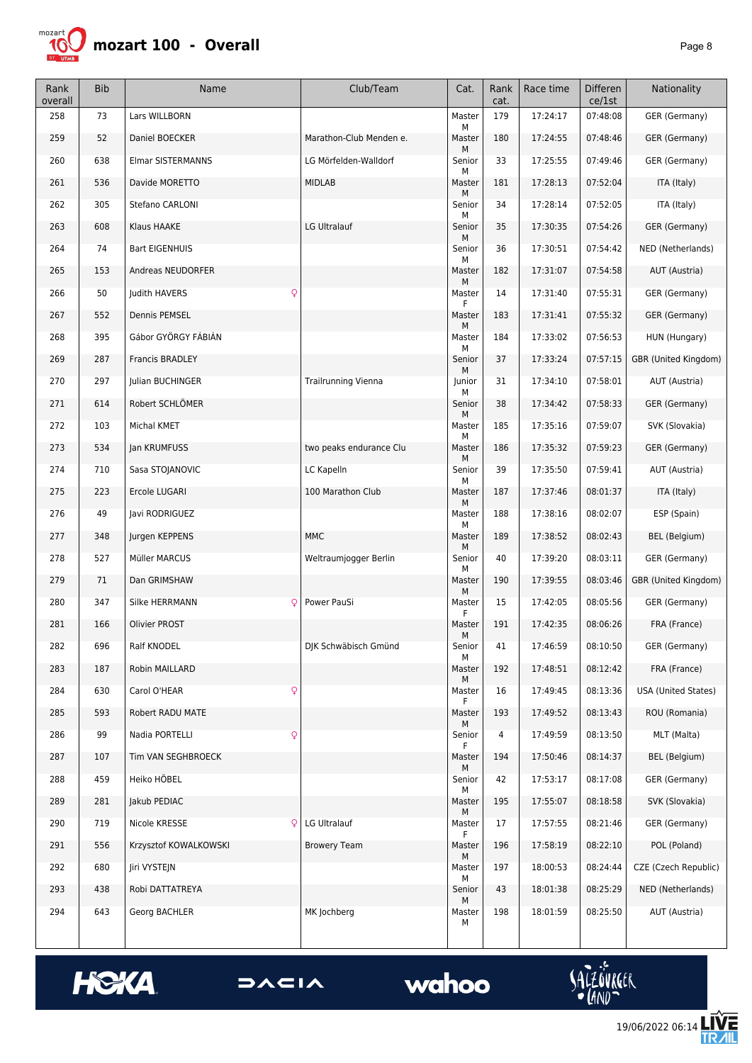# mozart 100 - Overall

| Rank overall | Bib | Name | Club/Team | Cat. | Rank cat. | Race time | Difference/1st | Nationality |
|---|---|---|---|---|---|---|---|---|
| 258 | 73 | Lars WILLBORN | | Master M | 179 | 17:24:17 | 07:48:08 | GER (Germany) |
| 259 | 52 | Daniel BOECKER | Marathon-Club Menden e. | Master M | 180 | 17:24:55 | 07:48:46 | GER (Germany) |
| 260 | 638 | Elmar SISTERMANNS | LG Mörfelden-Walldorf | Senior M | 33 | 17:25:55 | 07:49:46 | GER (Germany) |
| 261 | 536 | Davide MORETTO | MIDLAB | Master M | 181 | 17:28:13 | 07:52:04 | ITA (Italy) |
| 262 | 305 | Stefano CARLONI | | Senior M | 34 | 17:28:14 | 07:52:05 | ITA (Italy) |
| 263 | 608 | Klaus HAAKE | LG Ultralauf | Senior M | 35 | 17:30:35 | 07:54:26 | GER (Germany) |
| 264 | 74 | Bart EIGENHUIS | | Senior M | 36 | 17:30:51 | 07:54:42 | NED (Netherlands) |
| 265 | 153 | Andreas NEUDORFER | | Master M | 182 | 17:31:07 | 07:54:58 | AUT (Austria) |
| 266 | 50 | Judith HAVERS ♀ | | Master F | 14 | 17:31:40 | 07:55:31 | GER (Germany) |
| 267 | 552 | Dennis PEMSEL | | Master M | 183 | 17:31:41 | 07:55:32 | GER (Germany) |
| 268 | 395 | Gábor GYÖRGY FÁBIÁN | | Master M | 184 | 17:33:02 | 07:56:53 | HUN (Hungary) |
| 269 | 287 | Francis BRADLEY | | Senior M | 37 | 17:33:24 | 07:57:15 | GBR (United Kingdom) |
| 270 | 297 | Julian BUCHINGER | Trailrunning Vienna | Junior M | 31 | 17:34:10 | 07:58:01 | AUT (Austria) |
| 271 | 614 | Robert SCHLÖMER | | Senior M | 38 | 17:34:42 | 07:58:33 | GER (Germany) |
| 272 | 103 | Michal KMET | | Master M | 185 | 17:35:16 | 07:59:07 | SVK (Slovakia) |
| 273 | 534 | Jan KRUMFUSS | two peaks endurance Clu | Master M | 186 | 17:35:32 | 07:59:23 | GER (Germany) |
| 274 | 710 | Sasa STOJANOVIC | LC Kapelln | Senior M | 39 | 17:35:50 | 07:59:41 | AUT (Austria) |
| 275 | 223 | Ercole LUGARI | 100 Marathon Club | Master M | 187 | 17:37:46 | 08:01:37 | ITA (Italy) |
| 276 | 49 | Javi RODRIGUEZ | | Master M | 188 | 17:38:16 | 08:02:07 | ESP (Spain) |
| 277 | 348 | Jurgen KEPPENS | MMC | Master M | 189 | 17:38:52 | 08:02:43 | BEL (Belgium) |
| 278 | 527 | Müller MARCUS | Weltraumjogger Berlin | Senior M | 40 | 17:39:20 | 08:03:11 | GER (Germany) |
| 279 | 71 | Dan GRIMSHAW | | Master M | 190 | 17:39:55 | 08:03:46 | GBR (United Kingdom) |
| 280 | 347 | Silke HERRMANN ♀ | Power PauSi | Master F | 15 | 17:42:05 | 08:05:56 | GER (Germany) |
| 281 | 166 | Olivier PROST | | Master M | 191 | 17:42:35 | 08:06:26 | FRA (France) |
| 282 | 696 | Ralf KNODEL | DJK Schwäbisch Gmünd | Senior M | 41 | 17:46:59 | 08:10:50 | GER (Germany) |
| 283 | 187 | Robin MAILLARD | | Master M | 192 | 17:48:51 | 08:12:42 | FRA (France) |
| 284 | 630 | Carol O'HEAR ♀ | | Master F | 16 | 17:49:45 | 08:13:36 | USA (United States) |
| 285 | 593 | Robert RADU MATE | | Master M | 193 | 17:49:52 | 08:13:43 | ROU (Romania) |
| 286 | 99 | Nadia PORTELLI ♀ | | Senior F | 4 | 17:49:59 | 08:13:50 | MLT (Malta) |
| 287 | 107 | Tim VAN SEGHBROECK | | Master M | 194 | 17:50:46 | 08:14:37 | BEL (Belgium) |
| 288 | 459 | Heiko HÖBEL | | Senior M | 42 | 17:53:17 | 08:17:08 | GER (Germany) |
| 289 | 281 | Jakub PEDIAC | | Master M | 195 | 17:55:07 | 08:18:58 | SVK (Slovakia) |
| 290 | 719 | Nicole KRESSE ♀ | LG Ultralauf | Master F | 17 | 17:57:55 | 08:21:46 | GER (Germany) |
| 291 | 556 | Krzysztof KOWALKOWSKI | Browery Team | Master M | 196 | 17:58:19 | 08:22:10 | POL (Poland) |
| 292 | 680 | Jiri VYSTEJN | | Master M | 197 | 18:00:53 | 08:24:44 | CZE (Czech Republic) |
| 293 | 438 | Robi DATTATREYA | | Senior M | 43 | 18:01:38 | 08:25:29 | NED (Netherlands) |
| 294 | 643 | Georg BACHLER | MK Jochberg | Master M | 198 | 18:01:59 | 08:25:50 | AUT (Austria) |

19/06/2022 06:14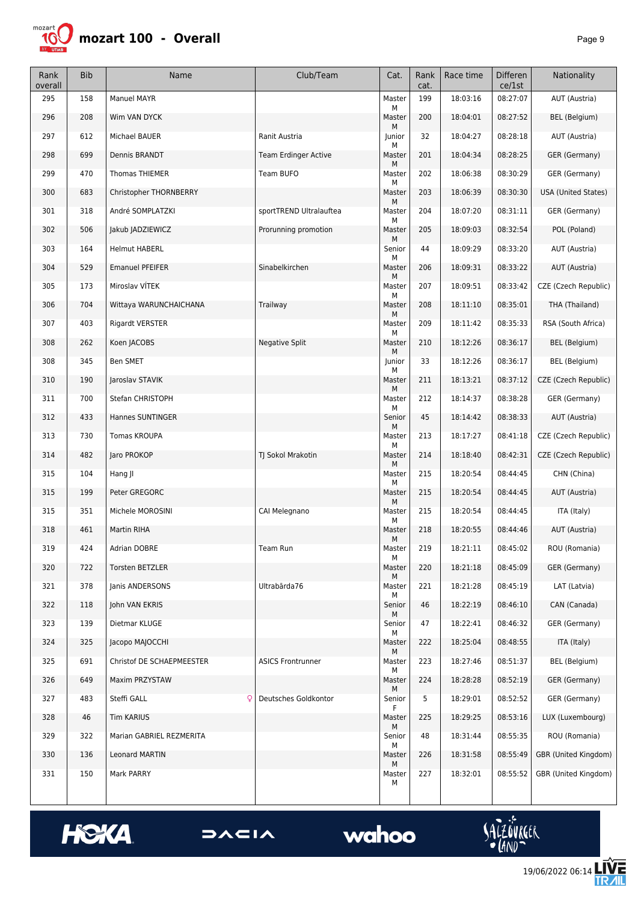# mozart 100 - Overall

| Rank overall | Bib | Name | Club/Team | Cat. | Rank cat. | Race time | Difference/1st | Nationality |
|---|---|---|---|---|---|---|---|---|
| 295 | 158 | Manuel MAYR | | Master M | 199 | 18:03:16 | 08:27:07 | AUT (Austria) |
| 296 | 208 | Wim VAN DYCK | | Master M | 200 | 18:04:01 | 08:27:52 | BEL (Belgium) |
| 297 | 612 | Michael BAUER | Ranit Austria | Junior M | 32 | 18:04:27 | 08:28:18 | AUT (Austria) |
| 298 | 699 | Dennis BRANDT | Team Erdinger Active | Master M | 201 | 18:04:34 | 08:28:25 | GER (Germany) |
| 299 | 470 | Thomas THIEMER | Team BUFO | Master M | 202 | 18:06:38 | 08:30:29 | GER (Germany) |
| 300 | 683 | Christopher THORNBERRY | | Master M | 203 | 18:06:39 | 08:30:30 | USA (United States) |
| 301 | 318 | André SOMPLATZKI | sportTREND Ultralauftea | Master M | 204 | 18:07:20 | 08:31:11 | GER (Germany) |
| 302 | 506 | Jakub JADZIEWICZ | Prorunning promotion | Master M | 205 | 18:09:03 | 08:32:54 | POL (Poland) |
| 303 | 164 | Helmut HABERL | | Senior M | 44 | 18:09:29 | 08:33:20 | AUT (Austria) |
| 304 | 529 | Emanuel PFEIFER | Sinabelkirchen | Master M | 206 | 18:09:31 | 08:33:22 | AUT (Austria) |
| 305 | 173 | Miroslav VÍTEK | | Master M | 207 | 18:09:51 | 08:33:42 | CZE (Czech Republic) |
| 306 | 704 | Wittaya WARUNCHAICHANA | Trailway | Master M | 208 | 18:11:10 | 08:35:01 | THA (Thailand) |
| 307 | 403 | Rigardt VERSTER | | Master M | 209 | 18:11:42 | 08:35:33 | RSA (South Africa) |
| 308 | 262 | Koen JACOBS | Negative Split | Master M | 210 | 18:12:26 | 08:36:17 | BEL (Belgium) |
| 308 | 345 | Ben SMET | | Junior M | 33 | 18:12:26 | 08:36:17 | BEL (Belgium) |
| 310 | 190 | Jaroslav STAVIK | | Master M | 211 | 18:13:21 | 08:37:12 | CZE (Czech Republic) |
| 311 | 700 | Stefan CHRISTOPH | | Master M | 212 | 18:14:37 | 08:38:28 | GER (Germany) |
| 312 | 433 | Hannes SUNTINGER | | Senior M | 45 | 18:14:42 | 08:38:33 | AUT (Austria) |
| 313 | 730 | Tomas KROUPA | | Master M | 213 | 18:17:27 | 08:41:18 | CZE (Czech Republic) |
| 314 | 482 | Jaro PROKOP | TJ Sokol Mrakotin | Master M | 214 | 18:18:40 | 08:42:31 | CZE (Czech Republic) |
| 315 | 104 | Hang JI | | Master M | 215 | 18:20:54 | 08:44:45 | CHN (China) |
| 315 | 199 | Peter GREGORC | | Master M | 215 | 18:20:54 | 08:44:45 | AUT (Austria) |
| 315 | 351 | Michele MOROSINI | CAI Melegnano | Master M | 215 | 18:20:54 | 08:44:45 | ITA (Italy) |
| 318 | 461 | Martin RIHA | | Master M | 218 | 18:20:55 | 08:44:46 | AUT (Austria) |
| 319 | 424 | Adrian DOBRE | Team Run | Master M | 219 | 18:21:11 | 08:45:02 | ROU (Romania) |
| 320 | 722 | Torsten BETZLER | | Master M | 220 | 18:21:18 | 08:45:09 | GER (Germany) |
| 321 | 378 | Janis ANDERSONS | Ultrabārda76 | Master M | 221 | 18:21:28 | 08:45:19 | LAT (Latvia) |
| 322 | 118 | John VAN EKRIS | | Senior M | 46 | 18:22:19 | 08:46:10 | CAN (Canada) |
| 323 | 139 | Dietmar KLUGE | | Senior M | 47 | 18:22:41 | 08:46:32 | GER (Germany) |
| 324 | 325 | Jacopo MAJOCCHI | | Master M | 222 | 18:25:04 | 08:48:55 | ITA (Italy) |
| 325 | 691 | Christof DE SCHAEPMEESTER | ASICS Frontrunner | Master M | 223 | 18:27:46 | 08:51:37 | BEL (Belgium) |
| 326 | 649 | Maxim PRZYSTAW | | Master M | 224 | 18:28:28 | 08:52:19 | GER (Germany) |
| 327 | 483 | Steffi GALL ♀ | Deutsches Goldkontor | Senior F | 5 | 18:29:01 | 08:52:52 | GER (Germany) |
| 328 | 46 | Tim KARIUS | | Master M | 225 | 18:29:25 | 08:53:16 | LUX (Luxembourg) |
| 329 | 322 | Marian GABRIEL REZMERITA | | Senior M | 48 | 18:31:44 | 08:55:35 | ROU (Romania) |
| 330 | 136 | Leonard MARTIN | | Master M | 226 | 18:31:58 | 08:55:49 | GBR (United Kingdom) |
| 331 | 150 | Mark PARRY | | Master M | 227 | 18:32:01 | 08:55:52 | GBR (United Kingdom) |

19/06/2022 06:14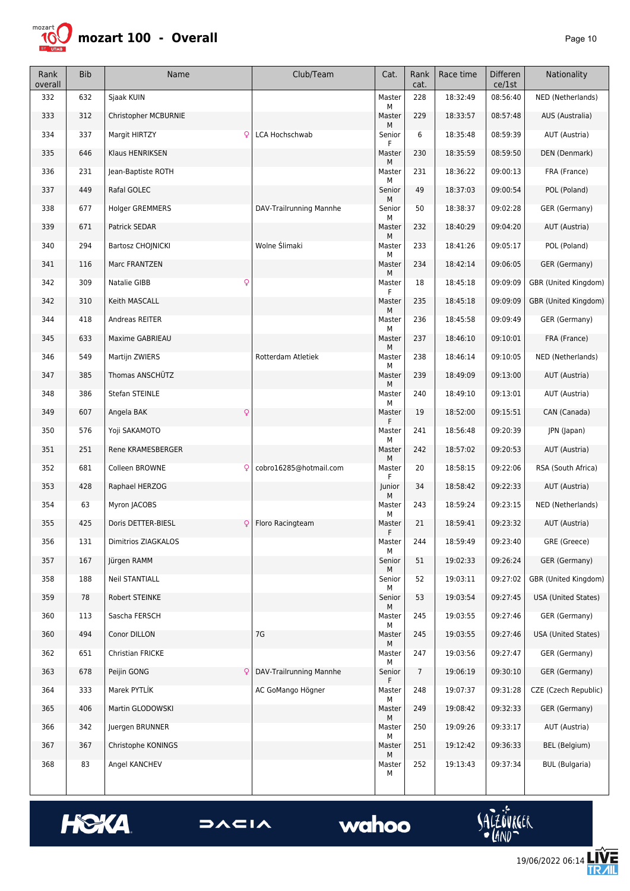# mozart 100 - Overall

| Rank overall | Bib | Name | Club/Team | Cat. | Rank cat. | Race time | Difference/1st | Nationality |
|---|---|---|---|---|---|---|---|---|
| 332 | 632 | Sjaak KUIN | | Master M | 228 | 18:32:49 | 08:56:40 | NED (Netherlands) |
| 333 | 312 | Christopher MCBURNIE | | Master M | 229 | 18:33:57 | 08:57:48 | AUS (Australia) |
| 334 | 337 | Margit HIRTZY ♀ | LCA Hochschwab | Senior F | 6 | 18:35:48 | 08:59:39 | AUT (Austria) |
| 335 | 646 | Klaus HENRIKSEN | | Master M | 230 | 18:35:59 | 08:59:50 | DEN (Denmark) |
| 336 | 231 | Jean-Baptiste ROTH | | Master M | 231 | 18:36:22 | 09:00:13 | FRA (France) |
| 337 | 449 | Rafal GOLEC | | Senior M | 49 | 18:37:03 | 09:00:54 | POL (Poland) |
| 338 | 677 | Holger GREMMERS | DAV-Trailrunning Mannhe | Senior M | 50 | 18:38:37 | 09:02:28 | GER (Germany) |
| 339 | 671 | Patrick SEDAR | | Master M | 232 | 18:40:29 | 09:04:20 | AUT (Austria) |
| 340 | 294 | Bartosz CHOJNICKI | Wolne Ślimaki | Master M | 233 | 18:41:26 | 09:05:17 | POL (Poland) |
| 341 | 116 | Marc FRANTZEN | | Master M | 234 | 18:42:14 | 09:06:05 | GER (Germany) |
| 342 | 309 | Natalie GIBB ♀ | | Master F | 18 | 18:45:18 | 09:09:09 | GBR (United Kingdom) |
| 342 | 310 | Keith MASCALL | | Master M | 235 | 18:45:18 | 09:09:09 | GBR (United Kingdom) |
| 344 | 418 | Andreas REITER | | Master M | 236 | 18:45:58 | 09:09:49 | GER (Germany) |
| 345 | 633 | Maxime GABRIEAU | | Master M | 237 | 18:46:10 | 09:10:01 | FRA (France) |
| 346 | 549 | Martijn ZWIERS | Rotterdam Atletiek | Master M | 238 | 18:46:14 | 09:10:05 | NED (Netherlands) |
| 347 | 385 | Thomas ANSCHÜTZ | | Master M | 239 | 18:49:09 | 09:13:00 | AUT (Austria) |
| 348 | 386 | Stefan STEINLE | | Master M | 240 | 18:49:10 | 09:13:01 | AUT (Austria) |
| 349 | 607 | Angela BAK ♀ | | Master F | 19 | 18:52:00 | 09:15:51 | CAN (Canada) |
| 350 | 576 | Yoji SAKAMOTO | | Master M | 241 | 18:56:48 | 09:20:39 | JPN (Japan) |
| 351 | 251 | Rene KRAMESBERGER | | Master M | 242 | 18:57:02 | 09:20:53 | AUT (Austria) |
| 352 | 681 | Colleen BROWNE ♀ | cobro16285@hotmail.com | Master F | 20 | 18:58:15 | 09:22:06 | RSA (South Africa) |
| 353 | 428 | Raphael HERZOG | | Junior M | 34 | 18:58:42 | 09:22:33 | AUT (Austria) |
| 354 | 63 | Myron JACOBS | | Master M | 243 | 18:59:24 | 09:23:15 | NED (Netherlands) |
| 355 | 425 | Doris DETTER-BIESL ♀ | Floro Racingteam | Master F | 21 | 18:59:41 | 09:23:32 | AUT (Austria) |
| 356 | 131 | Dimitrios ZIAGKALOS | | Master M | 244 | 18:59:49 | 09:23:40 | GRE (Greece) |
| 357 | 167 | Jürgen RAMM | | Senior M | 51 | 19:02:33 | 09:26:24 | GER (Germany) |
| 358 | 188 | Neil STANTIALL | | Senior M | 52 | 19:03:11 | 09:27:02 | GBR (United Kingdom) |
| 359 | 78 | Robert STEINKE | | Senior M | 53 | 19:03:54 | 09:27:45 | USA (United States) |
| 360 | 113 | Sascha FERSCH | | Master M | 245 | 19:03:55 | 09:27:46 | GER (Germany) |
| 360 | 494 | Conor DILLON | 7G | Master M | 245 | 19:03:55 | 09:27:46 | USA (United States) |
| 362 | 651 | Christian FRICKE | | Master M | 247 | 19:03:56 | 09:27:47 | GER (Germany) |
| 363 | 678 | Peijin GONG ♀ | DAV-Trailrunning Mannhe | Senior F | 7 | 19:06:19 | 09:30:10 | GER (Germany) |
| 364 | 333 | Marek PYTLÍK | AC GoMango Högner | Master M | 248 | 19:07:37 | 09:31:28 | CZE (Czech Republic) |
| 365 | 406 | Martin GLODOWSKI | | Master M | 249 | 19:08:42 | 09:32:33 | GER (Germany) |
| 366 | 342 | Juergen BRUNNER | | Master M | 250 | 19:09:26 | 09:33:17 | AUT (Austria) |
| 367 | 367 | Christophe KONINGS | | Master M | 251 | 19:12:42 | 09:36:33 | BEL (Belgium) |
| 368 | 83 | Angel KANCHEV | | Master M | 252 | 19:13:43 | 09:37:34 | BUL (Bulgaria) |

19/06/2022 06:14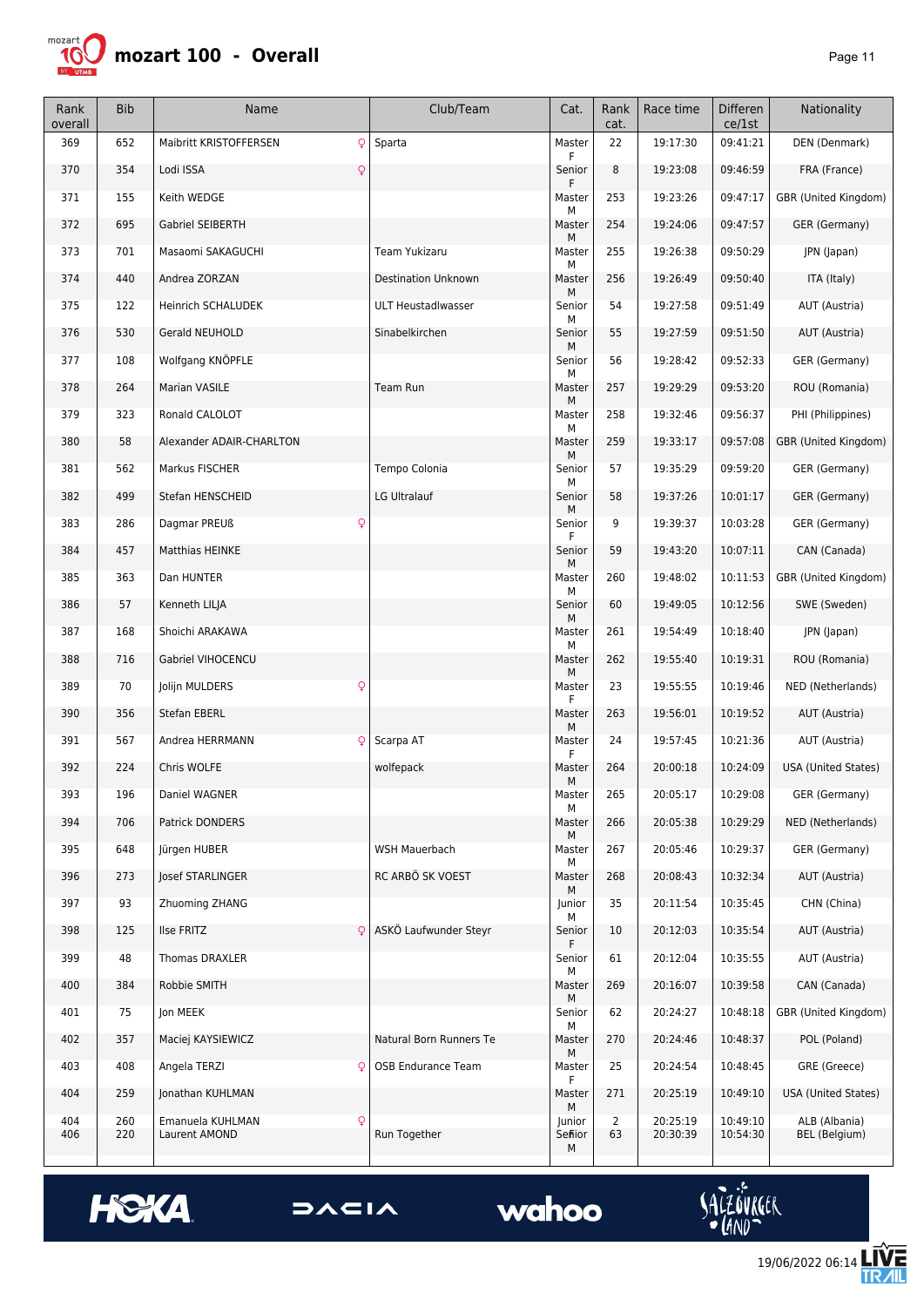# mozart 100 - Overall

| Rank overall | Bib | Name | Club/Team | Cat. | Rank cat. | Race time | Difference/1st | Nationality |
|---|---|---|---|---|---|---|---|---|
| 369 | 652 | Maibritt KRISTOFFERSEN ♀ | Sparta | Master F | 22 | 19:17:30 | 09:41:21 | DEN (Denmark) |
| 370 | 354 | Lodi ISSA ♀ | | Senior F | 8 | 19:23:08 | 09:46:59 | FRA (France) |
| 371 | 155 | Keith WEDGE | | Master M | 253 | 19:23:26 | 09:47:17 | GBR (United Kingdom) |
| 372 | 695 | Gabriel SEIBERTH | | Master M | 254 | 19:24:06 | 09:47:57 | GER (Germany) |
| 373 | 701 | Masaomi SAKAGUCHI | Team Yukizaru | Master M | 255 | 19:26:38 | 09:50:29 | JPN (Japan) |
| 374 | 440 | Andrea ZORZAN | Destination Unknown | Master M | 256 | 19:26:49 | 09:50:40 | ITA (Italy) |
| 375 | 122 | Heinrich SCHALUDEK | ULT Heustadlwasser | Senior M | 54 | 19:27:58 | 09:51:49 | AUT (Austria) |
| 376 | 530 | Gerald NEUHOLD | Sinabelkirchen | Senior M | 55 | 19:27:59 | 09:51:50 | AUT (Austria) |
| 377 | 108 | Wolfgang KNÖPFLE | | Senior M | 56 | 19:28:42 | 09:52:33 | GER (Germany) |
| 378 | 264 | Marian VASILE | Team Run | Master M | 257 | 19:29:29 | 09:53:20 | ROU (Romania) |
| 379 | 323 | Ronald CALOLOT | | Master M | 258 | 19:32:46 | 09:56:37 | PHI (Philippines) |
| 380 | 58 | Alexander ADAIR-CHARLTON | | Master M | 259 | 19:33:17 | 09:57:08 | GBR (United Kingdom) |
| 381 | 562 | Markus FISCHER | Tempo Colonia | Senior M | 57 | 19:35:29 | 09:59:20 | GER (Germany) |
| 382 | 499 | Stefan HENSCHEID | LG Ultralauf | Senior M | 58 | 19:37:26 | 10:01:17 | GER (Germany) |
| 383 | 286 | Dagmar PREUß ♀ | | Senior F | 9 | 19:39:37 | 10:03:28 | GER (Germany) |
| 384 | 457 | Matthias HEINKE | | Senior M | 59 | 19:43:20 | 10:07:11 | CAN (Canada) |
| 385 | 363 | Dan HUNTER | | Master M | 260 | 19:48:02 | 10:11:53 | GBR (United Kingdom) |
| 386 | 57 | Kenneth LILJA | | Senior M | 60 | 19:49:05 | 10:12:56 | SWE (Sweden) |
| 387 | 168 | Shoichi ARAKAWA | | Master M | 261 | 19:54:49 | 10:18:40 | JPN (Japan) |
| 388 | 716 | Gabriel VIHOCENCU | | Master M | 262 | 19:55:40 | 10:19:31 | ROU (Romania) |
| 389 | 70 | Jolijn MULDERS ♀ | | Master F | 23 | 19:55:55 | 10:19:46 | NED (Netherlands) |
| 390 | 356 | Stefan EBERL | | Master M | 263 | 19:56:01 | 10:19:52 | AUT (Austria) |
| 391 | 567 | Andrea HERRMANN ♀ | Scarpa AT | Master F | 24 | 19:57:45 | 10:21:36 | AUT (Austria) |
| 392 | 224 | Chris WOLFE | wolfepack | Master M | 264 | 20:00:18 | 10:24:09 | USA (United States) |
| 393 | 196 | Daniel WAGNER | | Master M | 265 | 20:05:17 | 10:29:08 | GER (Germany) |
| 394 | 706 | Patrick DONDERS | | Master M | 266 | 20:05:38 | 10:29:29 | NED (Netherlands) |
| 395 | 648 | Jürgen HUBER | WSH Mauerbach | Master M | 267 | 20:05:46 | 10:29:37 | GER (Germany) |
| 396 | 273 | Josef STARLINGER | RC ARBÖ SK VOEST | Master M | 268 | 20:08:43 | 10:32:34 | AUT (Austria) |
| 397 | 93 | Zhuoming ZHANG | | Junior M | 35 | 20:11:54 | 10:35:45 | CHN (China) |
| 398 | 125 | Ilse FRITZ ♀ | ASKÖ Laufwunder Steyr | Senior F | 10 | 20:12:03 | 10:35:54 | AUT (Austria) |
| 399 | 48 | Thomas DRAXLER | | Senior M | 61 | 20:12:04 | 10:35:55 | AUT (Austria) |
| 400 | 384 | Robbie SMITH | | Master M | 269 | 20:16:07 | 10:39:58 | CAN (Canada) |
| 401 | 75 | Jon MEEK | | Senior M | 62 | 20:24:27 | 10:48:18 | GBR (United Kingdom) |
| 402 | 357 | Maciej KAYSIEWICZ | Natural Born Runners Te | Master M | 270 | 20:24:46 | 10:48:37 | POL (Poland) |
| 403 | 408 | Angela TERZI ♀ | OSB Endurance Team | Master F | 25 | 20:24:54 | 10:48:45 | GRE (Greece) |
| 404 | 259 | Jonathan KUHLMAN | | Master M | 271 | 20:25:19 | 10:49:10 | USA (United States) |
| 404 | 260 | Emanuela KUHLMAN ♀ | | Junior F | 2 | 20:25:19 | 10:49:10 | ALB (Albania) |
| 406 | 220 | Laurent AMOND | Run Together | Senior M | 63 | 20:30:39 | 10:54:30 | BEL (Belgium) |

19/06/2022 06:14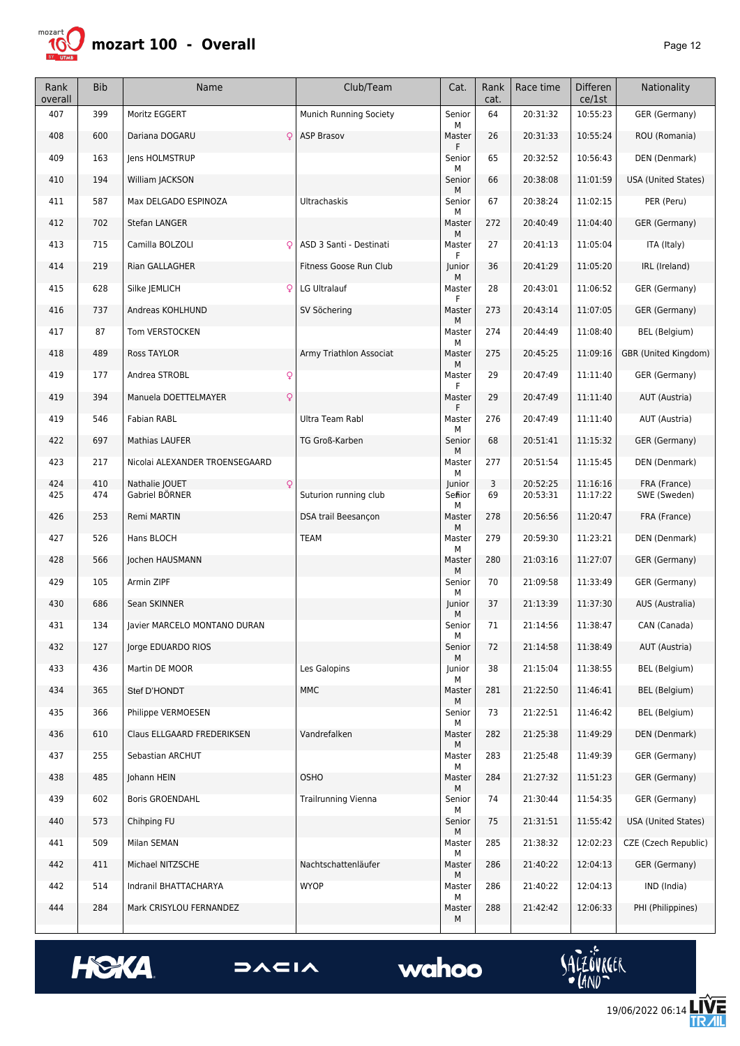# mozart 100 - Overall

| Rank overall | Bib | Name | Club/Team | Cat. | Rank cat. | Race time | Difference/1st | Nationality |
|---|---|---|---|---|---|---|---|---|
| 407 | 399 | Moritz EGGERT | Munich Running Society | Senior M | 64 | 20:31:32 | 10:55:23 | GER (Germany) |
| 408 | 600 | Dariana DOGARU ♀ | ASP Brasov | Master F | 26 | 20:31:33 | 10:55:24 | ROU (Romania) |
| 409 | 163 | Jens HOLMSTRUP | | Senior M | 65 | 20:32:52 | 10:56:43 | DEN (Denmark) |
| 410 | 194 | William JACKSON | | Senior M | 66 | 20:38:08 | 11:01:59 | USA (United States) |
| 411 | 587 | Max DELGADO ESPINOZA | Ultrachaskis | Senior M | 67 | 20:38:24 | 11:02:15 | PER (Peru) |
| 412 | 702 | Stefan LANGER | | Master M | 272 | 20:40:49 | 11:04:40 | GER (Germany) |
| 413 | 715 | Camilla BOLZOLI ♀ | ASD 3 Santi - Destinati | Master F | 27 | 20:41:13 | 11:05:04 | ITA (Italy) |
| 414 | 219 | Rian GALLAGHER | Fitness Goose Run Club | Junior M | 36 | 20:41:29 | 11:05:20 | IRL (Ireland) |
| 415 | 628 | Silke JEMLICH ♀ | LG Ultralauf | Master F | 28 | 20:43:01 | 11:06:52 | GER (Germany) |
| 416 | 737 | Andreas KOHLHUND | SV Söchering | Master M | 273 | 20:43:14 | 11:07:05 | GER (Germany) |
| 417 | 87 | Tom VERSTOCKEN | | Master M | 274 | 20:44:49 | 11:08:40 | BEL (Belgium) |
| 418 | 489 | Ross TAYLOR | Army Triathlon Associat | Master M | 275 | 20:45:25 | 11:09:16 | GBR (United Kingdom) |
| 419 | 177 | Andrea STROBL ♀ | | Master F | 29 | 20:47:49 | 11:11:40 | GER (Germany) |
| 419 | 394 | Manuela DOETTELMAYER ♀ | | Master F | 29 | 20:47:49 | 11:11:40 | AUT (Austria) |
| 419 | 546 | Fabian RABL | Ultra Team Rabl | Master M | 276 | 20:47:49 | 11:11:40 | AUT (Austria) |
| 422 | 697 | Mathias LAUFER | TG Groß-Karben | Senior M | 68 | 20:51:41 | 11:15:32 | GER (Germany) |
| 423 | 217 | Nicolai ALEXANDER TROENSEGAARD | | Master M | 277 | 20:51:54 | 11:15:45 | DEN (Denmark) |
| 424 | 410 | Nathalie JOUET ♀ | | Junior | 3 | 20:52:25 | 11:16:16 | FRA (France) |
| 425 | 474 | Gabriel BÖRNER | Suturion running club | Senior M | 69 | 20:53:31 | 11:17:22 | SWE (Sweden) |
| 426 | 253 | Remi MARTIN | DSA trail Beesançon | Master M | 278 | 20:56:56 | 11:20:47 | FRA (France) |
| 427 | 526 | Hans BLOCH | TEAM | Master M | 279 | 20:59:30 | 11:23:21 | DEN (Denmark) |
| 428 | 566 | Jochen HAUSMANN | | Master M | 280 | 21:03:16 | 11:27:07 | GER (Germany) |
| 429 | 105 | Armin ZIPF | | Senior M | 70 | 21:09:58 | 11:33:49 | GER (Germany) |
| 430 | 686 | Sean SKINNER | | Junior M | 37 | 21:13:39 | 11:37:30 | AUS (Australia) |
| 431 | 134 | Javier MARCELO MONTANO DURAN | | Senior M | 71 | 21:14:56 | 11:38:47 | CAN (Canada) |
| 432 | 127 | Jorge EDUARDO RIOS | | Senior M | 72 | 21:14:58 | 11:38:49 | AUT (Austria) |
| 433 | 436 | Martin DE MOOR | Les Galopins | Junior M | 38 | 21:15:04 | 11:38:55 | BEL (Belgium) |
| 434 | 365 | Stef D'HONDT | MMC | Master M | 281 | 21:22:50 | 11:46:41 | BEL (Belgium) |
| 435 | 366 | Philippe VERMOESEN | | Senior M | 73 | 21:22:51 | 11:46:42 | BEL (Belgium) |
| 436 | 610 | Claus ELLGAARD FREDERIKSEN | Vandrefalken | Master M | 282 | 21:25:38 | 11:49:29 | DEN (Denmark) |
| 437 | 255 | Sebastian ARCHUT | | Master M | 283 | 21:25:48 | 11:49:39 | GER (Germany) |
| 438 | 485 | Johann HEIN | OSHO | Master M | 284 | 21:27:32 | 11:51:23 | GER (Germany) |
| 439 | 602 | Boris GROENDAHL | Trailrunning Vienna | Senior M | 74 | 21:30:44 | 11:54:35 | GER (Germany) |
| 440 | 573 | Chihping FU | | Senior M | 75 | 21:31:51 | 11:55:42 | USA (United States) |
| 441 | 509 | Milan SEMAN | | Master M | 285 | 21:38:32 | 12:02:23 | CZE (Czech Republic) |
| 442 | 411 | Michael NITZSCHE | Nachtschattenläufer | Master M | 286 | 21:40:22 | 12:04:13 | GER (Germany) |
| 442 | 514 | Indranil BHATTACHARYA | WYOP | Master M | 286 | 21:40:22 | 12:04:13 | IND (India) |
| 444 | 284 | Mark CRISYLOU FERNANDEZ | | Master M | 288 | 21:42:42 | 12:06:33 | PHI (Philippines) |

19/06/2022 06:14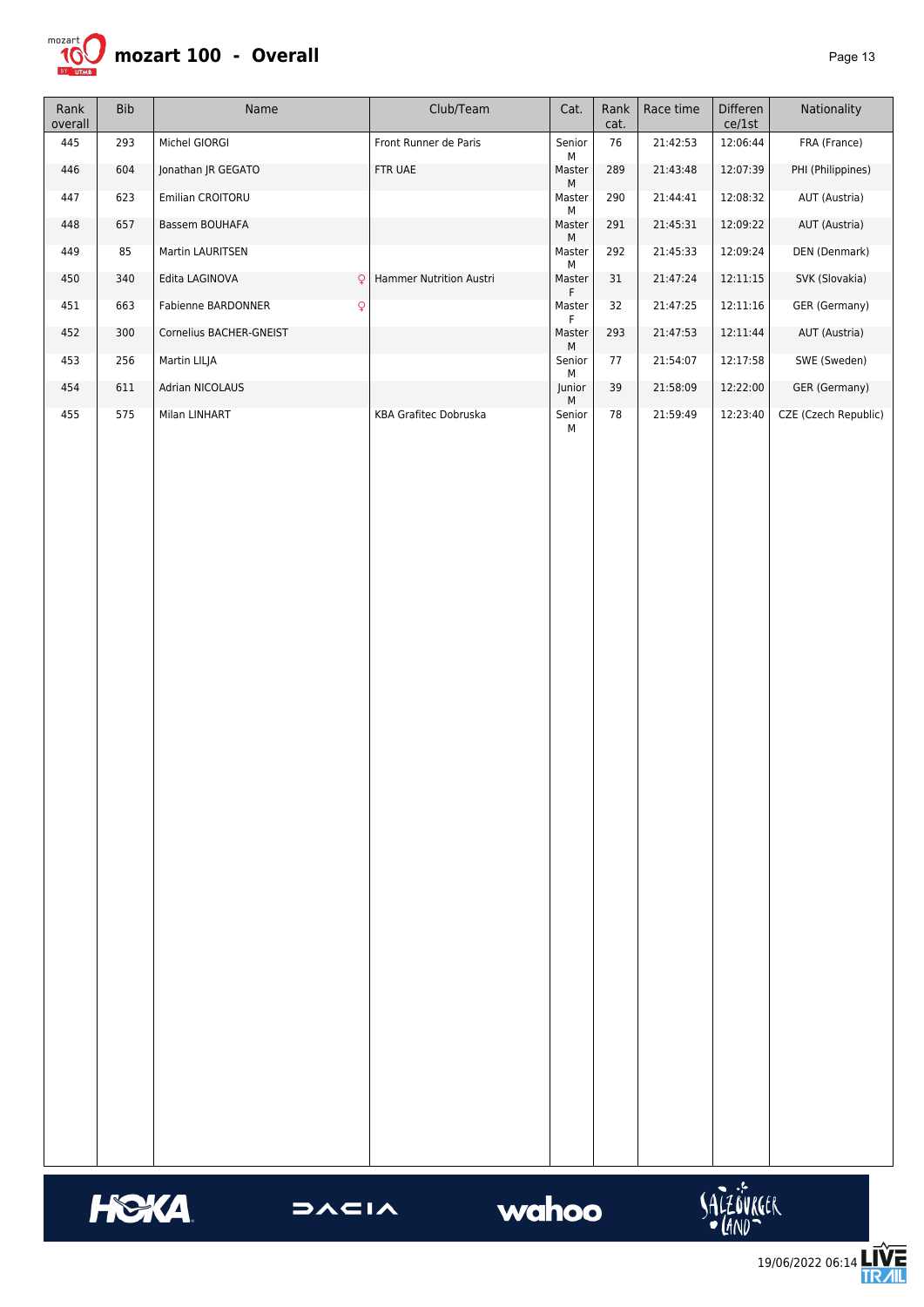# mozart 100 - Overall

| Rank overall | Bib | Name | Club/Team | Cat. | Rank cat. | Race time | Difference/1st | Nationality |
|---|---|---|---|---|---|---|---|---|
| 445 | 293 | Michel GIORGI | Front Runner de Paris | Senior M | 76 | 21:42:53 | 12:06:44 | FRA (France) |
| 446 | 604 | Jonathan JR GEGATO | FTR UAE | Master M | 289 | 21:43:48 | 12:07:39 | PHI (Philippines) |
| 447 | 623 | Emilian CROITORU | | Master M | 290 | 21:44:41 | 12:08:32 | AUT (Austria) |
| 448 | 657 | Bassem BOUHAFA | | Master M | 291 | 21:45:31 | 12:09:22 | AUT (Austria) |
| 449 | 85 | Martin LAURITSEN | | Master M | 292 | 21:45:33 | 12:09:24 | DEN (Denmark) |
| 450 | 340 | Edita LAGINOVA ♀ | Hammer Nutrition Austri | Master F | 31 | 21:47:24 | 12:11:15 | SVK (Slovakia) |
| 451 | 663 | Fabienne BARDONNER ♀ | | Master F | 32 | 21:47:25 | 12:11:16 | GER (Germany) |
| 452 | 300 | Cornelius BACHER-GNEIST | | Master M | 293 | 21:47:53 | 12:11:44 | AUT (Austria) |
| 453 | 256 | Martin LILJA | | Senior M | 77 | 21:54:07 | 12:17:58 | SWE (Sweden) |
| 454 | 611 | Adrian NICOLAUS | | Junior M | 39 | 21:58:09 | 12:22:00 | GER (Germany) |
| 455 | 575 | Milan LINHART | KBA Grafitec Dobruska | Senior M | 78 | 21:59:49 | 12:23:40 | CZE (Czech Republic) |

19/06/2022 06:14